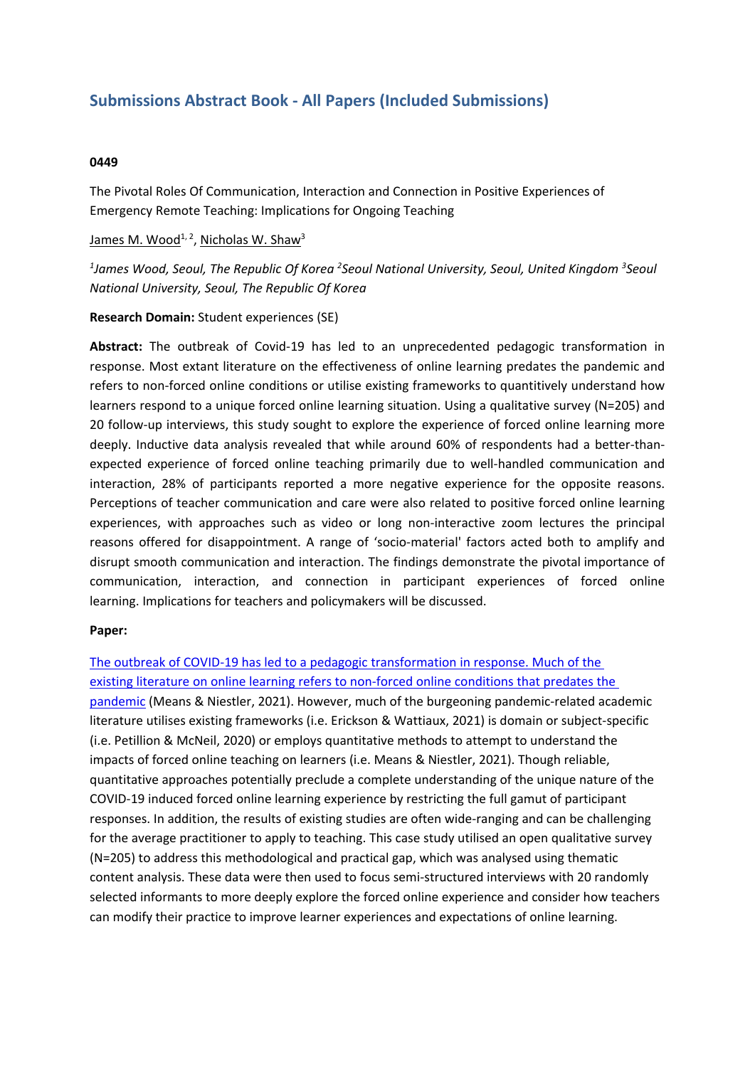# Submissions Abstract Book - All Papers (Included Submissions)

**0449**

The Pivotal Roles Of Communication, Interaction and Connection in Positive Experiences of Emergency Remote Teaching: Implications for Ongoing Teaching

James M. Wood[1, 2], Nicholas W. Shaw[3]

*[1]James Wood, Seoul, The Republic Of Korea [2]Seoul National University, Seoul, United Kingdom [3]Seoul National University, Seoul, The Republic Of Korea*

**Research Domain:** Student experiences (SE)

**Abstract:** The outbreak of Covid-19 has led to an unprecedented pedagogic transformation in response. Most extant literature on the effectiveness of online learning predates the pandemic and refers to non-forced online conditions or utilise existing frameworks to quantitively understand how learners respond to a unique forced online learning situation. Using a qualitative survey (N=205) and 20 follow-up interviews, this study sought to explore the experience of forced online learning more deeply. Inductive data analysis revealed that while around 60% of respondents had a better-than-expected experience of forced online teaching primarily due to well-handled communication and interaction, 28% of participants reported a more negative experience for the opposite reasons. Perceptions of teacher communication and care were also related to positive forced online learning experiences, with approaches such as video or long non-interactive zoom lectures the principal reasons offered for disappointment. A range of 'socio-material' factors acted both to amplify and disrupt smooth communication and interaction. The findings demonstrate the pivotal importance of communication, interaction, and connection in participant experiences of forced online learning. Implications for teachers and policymakers will be discussed.

**Paper:**

The outbreak of COVID-19 has led to a pedagogic transformation in response. Much of the existing literature on online learning refers to non-forced online conditions that predates the pandemic (Means & Niestler, 2021). However, much of the burgeoning pandemic-related academic literature utilises existing frameworks (i.e. Erickson & Wattiaux, 2021) is domain or subject-specific (i.e. Petillion & McNeil, 2020) or employs quantitative methods to attempt to understand the impacts of forced online teaching on learners (i.e. Means & Niestler, 2021). Though reliable, quantitative approaches potentially preclude a complete understanding of the unique nature of the COVID-19 induced forced online learning experience by restricting the full gamut of participant responses. In addition, the results of existing studies are often wide-ranging and can be challenging for the average practitioner to apply to teaching. This case study utilised an open qualitative survey (N=205) to address this methodological and practical gap, which was analysed using thematic content analysis. These data were then used to focus semi-structured interviews with 20 randomly selected informants to more deeply explore the forced online experience and consider how teachers can modify their practice to improve learner experiences and expectations of online learning.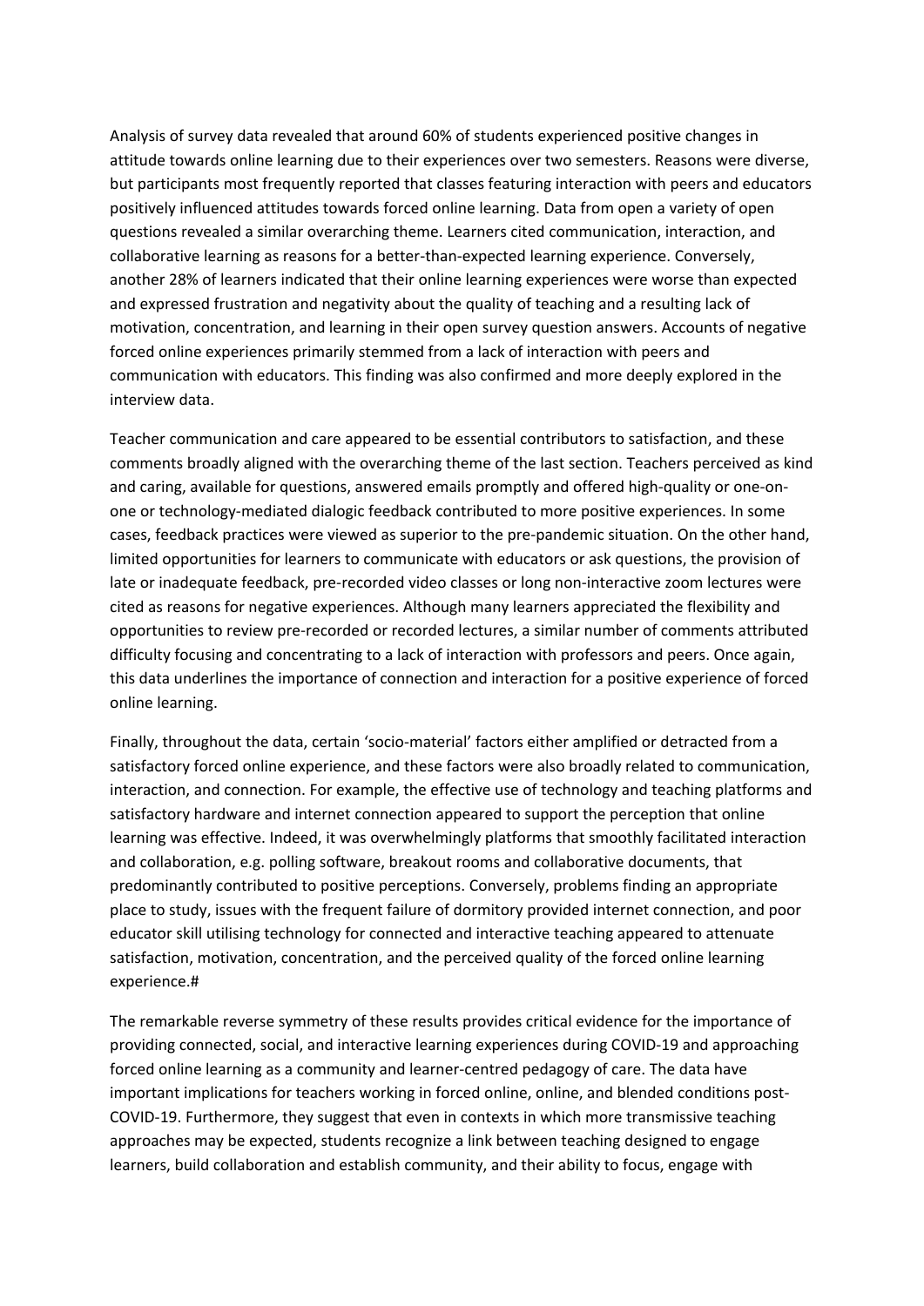Analysis of survey data revealed that around 60% of students experienced positive changes in attitude towards online learning due to their experiences over two semesters. Reasons were diverse, but participants most frequently reported that classes featuring interaction with peers and educators positively influenced attitudes towards forced online learning. Data from open a variety of open questions revealed a similar overarching theme. Learners cited communication, interaction, and collaborative learning as reasons for a better-than-expected learning experience. Conversely, another 28% of learners indicated that their online learning experiences were worse than expected and expressed frustration and negativity about the quality of teaching and a resulting lack of motivation, concentration, and learning in their open survey question answers. Accounts of negative forced online experiences primarily stemmed from a lack of interaction with peers and communication with educators. This finding was also confirmed and more deeply explored in the interview data.

Teacher communication and care appeared to be essential contributors to satisfaction, and these comments broadly aligned with the overarching theme of the last section. Teachers perceived as kind and caring, available for questions, answered emails promptly and offered high-quality or one-on-one or technology-mediated dialogic feedback contributed to more positive experiences. In some cases, feedback practices were viewed as superior to the pre-pandemic situation. On the other hand, limited opportunities for learners to communicate with educators or ask questions, the provision of late or inadequate feedback, pre-recorded video classes or long non-interactive zoom lectures were cited as reasons for negative experiences. Although many learners appreciated the flexibility and opportunities to review pre-recorded or recorded lectures, a similar number of comments attributed difficulty focusing and concentrating to a lack of interaction with professors and peers. Once again, this data underlines the importance of connection and interaction for a positive experience of forced online learning.

Finally, throughout the data, certain 'socio-material' factors either amplified or detracted from a satisfactory forced online experience, and these factors were also broadly related to communication, interaction, and connection. For example, the effective use of technology and teaching platforms and satisfactory hardware and internet connection appeared to support the perception that online learning was effective. Indeed, it was overwhelmingly platforms that smoothly facilitated interaction and collaboration, e.g. polling software, breakout rooms and collaborative documents, that predominantly contributed to positive perceptions. Conversely, problems finding an appropriate place to study, issues with the frequent failure of dormitory provided internet connection, and poor educator skill utilising technology for connected and interactive teaching appeared to attenuate satisfaction, motivation, concentration, and the perceived quality of the forced online learning experience.#

The remarkable reverse symmetry of these results provides critical evidence for the importance of providing connected, social, and interactive learning experiences during COVID-19 and approaching forced online learning as a community and learner-centred pedagogy of care. The data have important implications for teachers working in forced online, online, and blended conditions post-COVID-19. Furthermore, they suggest that even in contexts in which more transmissive teaching approaches may be expected, students recognize a link between teaching designed to engage learners, build collaboration and establish community, and their ability to focus, engage with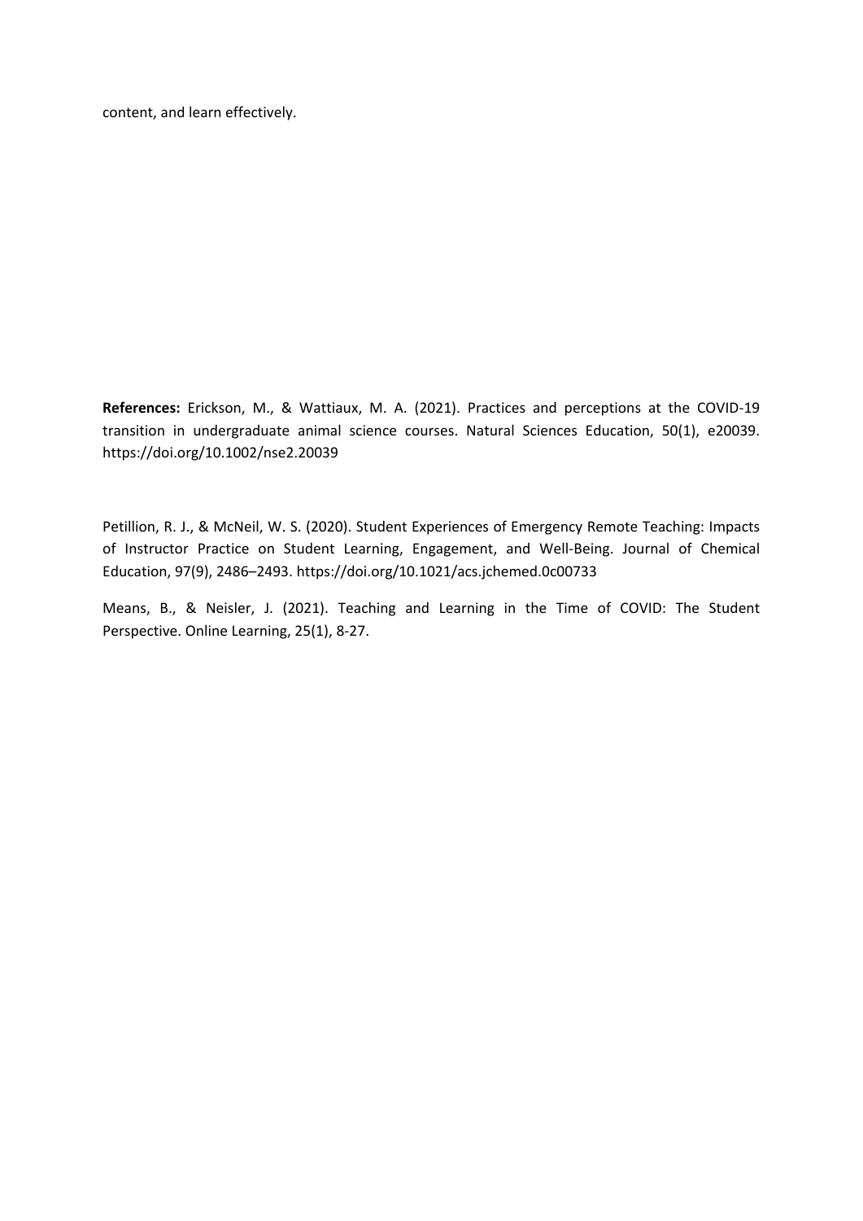content, and learn effectively.

**References:** Erickson, M., & Wattiaux, M. A. (2021). Practices and perceptions at the COVID-19 transition in undergraduate animal science courses. Natural Sciences Education, 50(1), e20039. https://doi.org/10.1002/nse2.20039

Petillion, R. J., & McNeil, W. S. (2020). Student Experiences of Emergency Remote Teaching: Impacts of Instructor Practice on Student Learning, Engagement, and Well-Being. Journal of Chemical Education, 97(9), 2486–2493. https://doi.org/10.1021/acs.jchemed.0c00733

Means, B., & Neisler, J. (2021). Teaching and Learning in the Time of COVID: The Student Perspective. Online Learning, 25(1), 8-27.